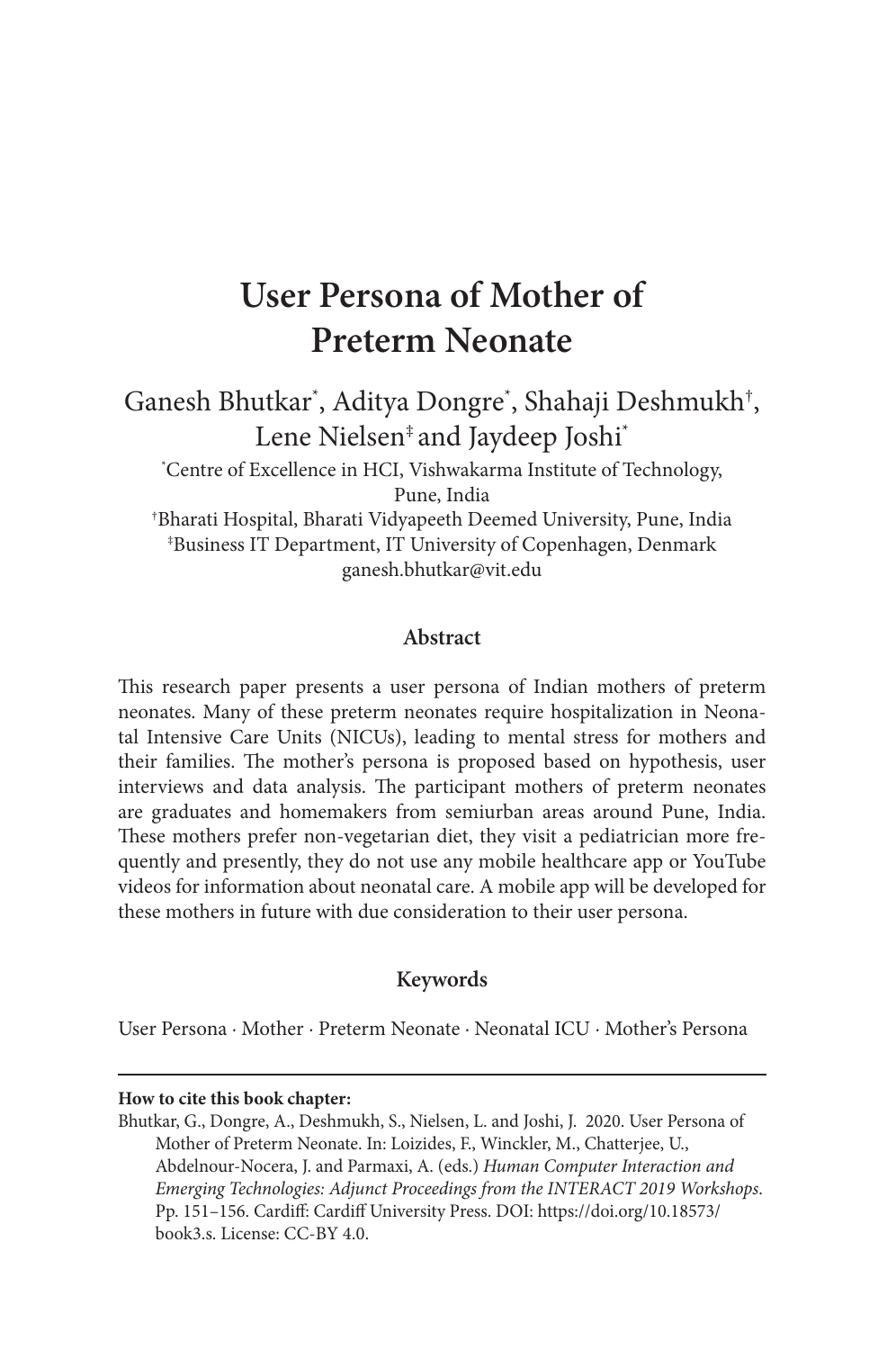# User Persona of Mother of Preterm Neonate

Ganesh Bhutkar[*], Aditya Dongre[*], Shahaji Deshmukh[†], Lene Nielsen[‡] and Jaydeep Joshi[*]

[*]Centre of Excellence in HCI, Vishwakarma Institute of Technology, Pune, India

[†]Bharati Hospital, Bharati Vidyapeeth Deemed University, Pune, India

[‡]Business IT Department, IT University of Copenhagen, Denmark

ganesh.bhutkar@vit.edu

## Abstract

This research paper presents a user persona of Indian mothers of preterm neonates. Many of these preterm neonates require hospitalization in Neonatal Intensive Care Units (NICUs), leading to mental stress for mothers and their families. The mother's persona is proposed based on hypothesis, user interviews and data analysis. The participant mothers of preterm neonates are graduates and homemakers from semiurban areas around Pune, India. These mothers prefer non-vegetarian diet, they visit a pediatrician more frequently and presently, they do not use any mobile healthcare app or YouTube videos for information about neonatal care. A mobile app will be developed for these mothers in future with due consideration to their user persona.

## Keywords

User Persona · Mother · Preterm Neonate · Neonatal ICU · Mother's Persona

---

**How to cite this book chapter:**

Bhutkar, G., Dongre, A., Deshmukh, S., Nielsen, L. and Joshi, J. 2020. User Persona of Mother of Preterm Neonate. In: Loizides, F., Winckler, M., Chatterjee, U., Abdelnour-Nocera, J. and Parmaxi, A. (eds.) *Human Computer Interaction and Emerging Technologies: Adjunct Proceedings from the INTERACT 2019 Workshops*. Pp. 151–156. Cardiff: Cardiff University Press. DOI: https://doi.org/10.18573/book3.s. License: CC-BY 4.0.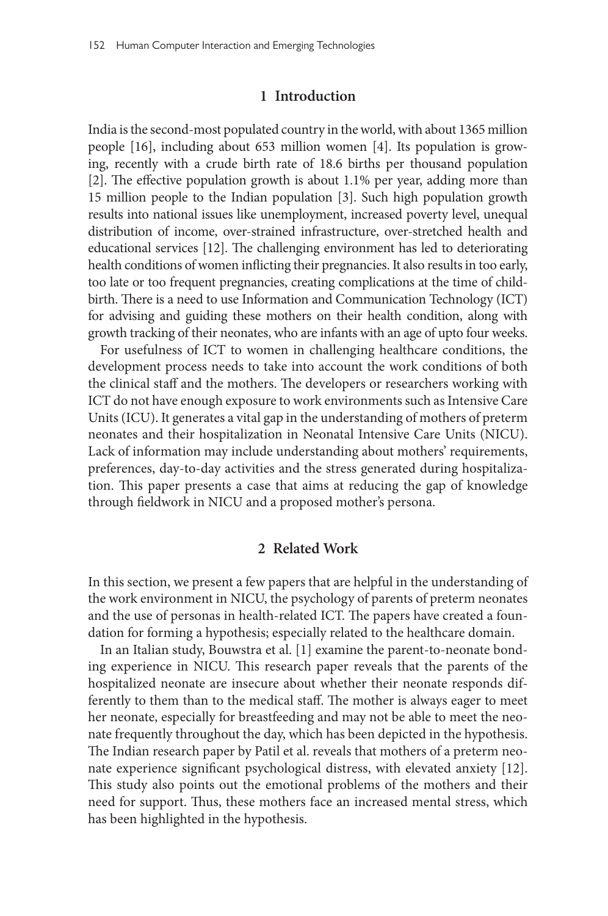## 1 Introduction

India is the second-most populated country in the world, with about 1365 million people [16], including about 653 million women [4]. Its population is growing, recently with a crude birth rate of 18.6 births per thousand population [2]. The effective population growth is about 1.1% per year, adding more than 15 million people to the Indian population [3]. Such high population growth results into national issues like unemployment, increased poverty level, unequal distribution of income, over-strained infrastructure, over-stretched health and educational services [12]. The challenging environment has led to deteriorating health conditions of women inflicting their pregnancies. It also results in too early, too late or too frequent pregnancies, creating complications at the time of childbirth. There is a need to use Information and Communication Technology (ICT) for advising and guiding these mothers on their health condition, along with growth tracking of their neonates, who are infants with an age of upto four weeks.

For usefulness of ICT to women in challenging healthcare conditions, the development process needs to take into account the work conditions of both the clinical staff and the mothers. The developers or researchers working with ICT do not have enough exposure to work environments such as Intensive Care Units (ICU). It generates a vital gap in the understanding of mothers of preterm neonates and their hospitalization in Neonatal Intensive Care Units (NICU). Lack of information may include understanding about mothers' requirements, preferences, day-to-day activities and the stress generated during hospitalization. This paper presents a case that aims at reducing the gap of knowledge through fieldwork in NICU and a proposed mother's persona.

## 2 Related Work

In this section, we present a few papers that are helpful in the understanding of the work environment in NICU, the psychology of parents of preterm neonates and the use of personas in health-related ICT. The papers have created a foundation for forming a hypothesis; especially related to the healthcare domain.

In an Italian study, Bouwstra et al. [1] examine the parent-to-neonate bonding experience in NICU. This research paper reveals that the parents of the hospitalized neonate are insecure about whether their neonate responds differently to them than to the medical staff. The mother is always eager to meet her neonate, especially for breastfeeding and may not be able to meet the neonate frequently throughout the day, which has been depicted in the hypothesis. The Indian research paper by Patil et al. reveals that mothers of a preterm neonate experience significant psychological distress, with elevated anxiety [12]. This study also points out the emotional problems of the mothers and their need for support. Thus, these mothers face an increased mental stress, which has been highlighted in the hypothesis.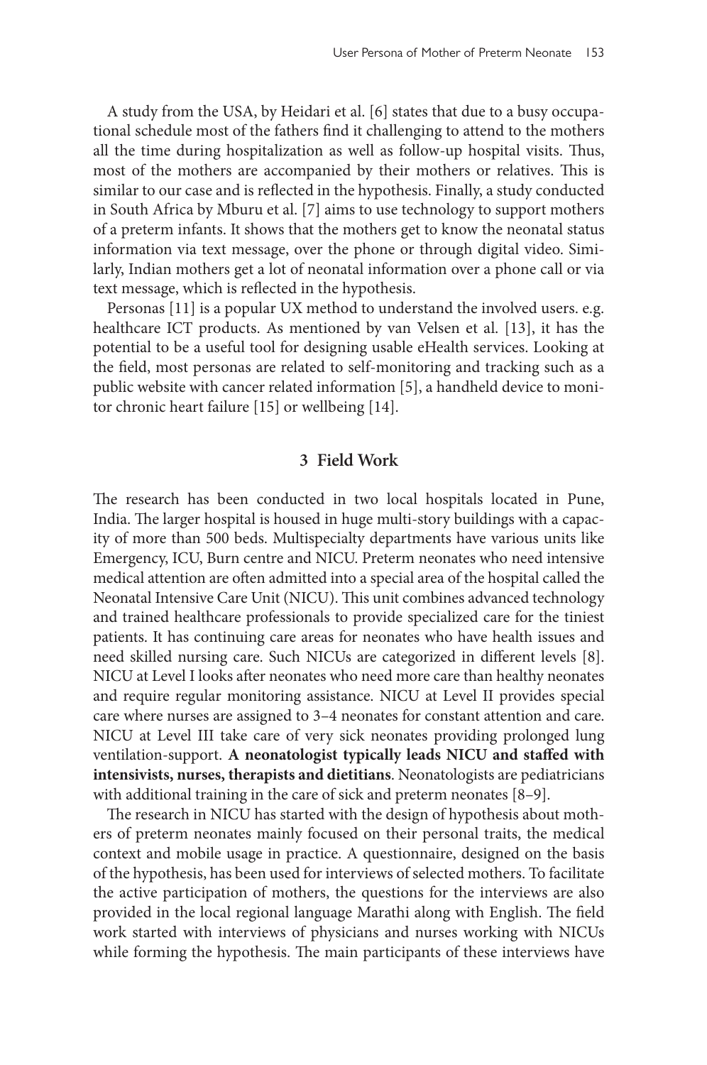A study from the USA, by Heidari et al. [6] states that due to a busy occupational schedule most of the fathers find it challenging to attend to the mothers all the time during hospitalization as well as follow-up hospital visits. Thus, most of the mothers are accompanied by their mothers or relatives. This is similar to our case and is reflected in the hypothesis. Finally, a study conducted in South Africa by Mburu et al. [7] aims to use technology to support mothers of a preterm infants. It shows that the mothers get to know the neonatal status information via text message, over the phone or through digital video. Similarly, Indian mothers get a lot of neonatal information over a phone call or via text message, which is reflected in the hypothesis.

Personas [11] is a popular UX method to understand the involved users. e.g. healthcare ICT products. As mentioned by van Velsen et al. [13], it has the potential to be a useful tool for designing usable eHealth services. Looking at the field, most personas are related to self-monitoring and tracking such as a public website with cancer related information [5], a handheld device to monitor chronic heart failure [15] or wellbeing [14].

## 3 Field Work

The research has been conducted in two local hospitals located in Pune, India. The larger hospital is housed in huge multi-story buildings with a capacity of more than 500 beds. Multispecialty departments have various units like Emergency, ICU, Burn centre and NICU. Preterm neonates who need intensive medical attention are often admitted into a special area of the hospital called the Neonatal Intensive Care Unit (NICU). This unit combines advanced technology and trained healthcare professionals to provide specialized care for the tiniest patients. It has continuing care areas for neonates who have health issues and need skilled nursing care. Such NICUs are categorized in different levels [8]. NICU at Level I looks after neonates who need more care than healthy neonates and require regular monitoring assistance. NICU at Level II provides special care where nurses are assigned to 3–4 neonates for constant attention and care. NICU at Level III take care of very sick neonates providing prolonged lung ventilation-support. **A neonatologist typically leads NICU and staffed with intensivists, nurses, therapists and dietitians**. Neonatologists are pediatricians with additional training in the care of sick and preterm neonates [8–9].

The research in NICU has started with the design of hypothesis about mothers of preterm neonates mainly focused on their personal traits, the medical context and mobile usage in practice. A questionnaire, designed on the basis of the hypothesis, has been used for interviews of selected mothers. To facilitate the active participation of mothers, the questions for the interviews are also provided in the local regional language Marathi along with English. The field work started with interviews of physicians and nurses working with NICUs while forming the hypothesis. The main participants of these interviews have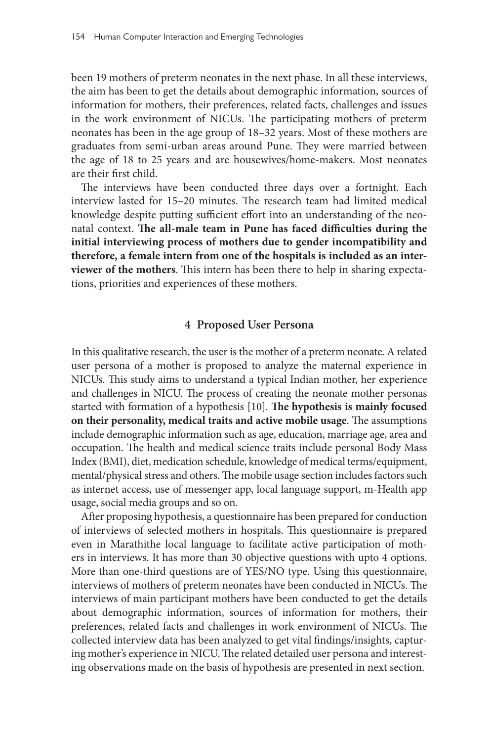been 19 mothers of preterm neonates in the next phase. In all these interviews, the aim has been to get the details about demographic information, sources of information for mothers, their preferences, related facts, challenges and issues in the work environment of NICUs. The participating mothers of preterm neonates has been in the age group of 18–32 years. Most of these mothers are graduates from semi-urban areas around Pune. They were married between the age of 18 to 25 years and are housewives/home-makers. Most neonates are their first child.

The interviews have been conducted three days over a fortnight. Each interview lasted for 15–20 minutes. The research team had limited medical knowledge despite putting sufficient effort into an understanding of the neonatal context. **The all-male team in Pune has faced difficulties during the initial interviewing process of mothers due to gender incompatibility and therefore, a female intern from one of the hospitals is included as an interviewer of the mothers**. This intern has been there to help in sharing expectations, priorities and experiences of these mothers.

## 4 Proposed User Persona

In this qualitative research, the user is the mother of a preterm neonate. A related user persona of a mother is proposed to analyze the maternal experience in NICUs. This study aims to understand a typical Indian mother, her experience and challenges in NICU. The process of creating the neonate mother personas started with formation of a hypothesis [10]. **The hypothesis is mainly focused on their personality, medical traits and active mobile usage**. The assumptions include demographic information such as age, education, marriage age, area and occupation. The health and medical science traits include personal Body Mass Index (BMI), diet, medication schedule, knowledge of medical terms/equipment, mental/physical stress and others. The mobile usage section includes factors such as internet access, use of messenger app, local language support, m-Health app usage, social media groups and so on.

After proposing hypothesis, a questionnaire has been prepared for conduction of interviews of selected mothers in hospitals. This questionnaire is prepared even in Marathithe local language to facilitate active participation of mothers in interviews. It has more than 30 objective questions with upto 4 options. More than one-third questions are of YES/NO type. Using this questionnaire, interviews of mothers of preterm neonates have been conducted in NICUs. The interviews of main participant mothers have been conducted to get the details about demographic information, sources of information for mothers, their preferences, related facts and challenges in work environment of NICUs. The collected interview data has been analyzed to get vital findings/insights, capturing mother's experience in NICU. The related detailed user persona and interesting observations made on the basis of hypothesis are presented in next section.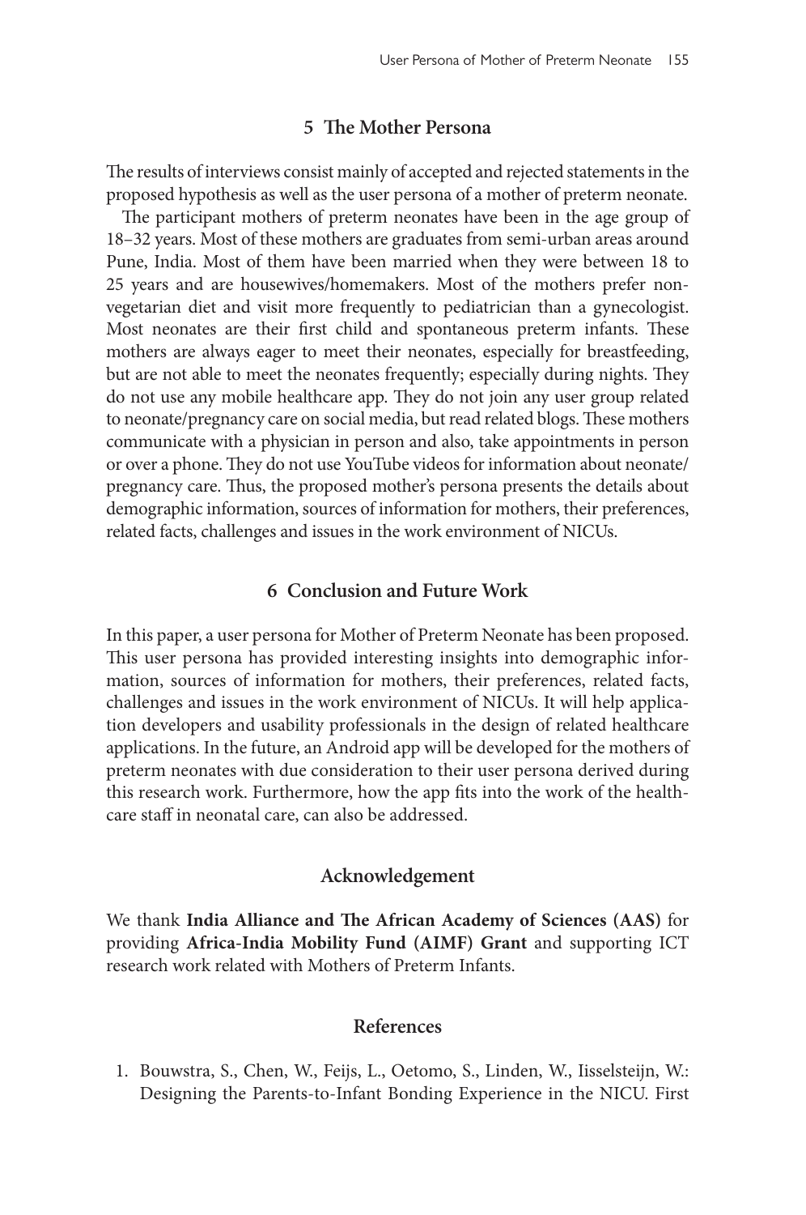## 5 The Mother Persona

The results of interviews consist mainly of accepted and rejected statements in the proposed hypothesis as well as the user persona of a mother of preterm neonate.

The participant mothers of preterm neonates have been in the age group of 18–32 years. Most of these mothers are graduates from semi-urban areas around Pune, India. Most of them have been married when they were between 18 to 25 years and are housewives/homemakers. Most of the mothers prefer non-vegetarian diet and visit more frequently to pediatrician than a gynecologist. Most neonates are their first child and spontaneous preterm infants. These mothers are always eager to meet their neonates, especially for breastfeeding, but are not able to meet the neonates frequently; especially during nights. They do not use any mobile healthcare app. They do not join any user group related to neonate/pregnancy care on social media, but read related blogs. These mothers communicate with a physician in person and also, take appointments in person or over a phone. They do not use YouTube videos for information about neonate/pregnancy care. Thus, the proposed mother's persona presents the details about demographic information, sources of information for mothers, their preferences, related facts, challenges and issues in the work environment of NICUs.

## 6 Conclusion and Future Work

In this paper, a user persona for Mother of Preterm Neonate has been proposed. This user persona has provided interesting insights into demographic information, sources of information for mothers, their preferences, related facts, challenges and issues in the work environment of NICUs. It will help application developers and usability professionals in the design of related healthcare applications. In the future, an Android app will be developed for the mothers of preterm neonates with due consideration to their user persona derived during this research work. Furthermore, how the app fits into the work of the healthcare staff in neonatal care, can also be addressed.

## Acknowledgement

We thank **India Alliance and The African Academy of Sciences (AAS)** for providing **Africa-India Mobility Fund (AIMF) Grant** and supporting ICT research work related with Mothers of Preterm Infants.

## References

1. Bouwstra, S., Chen, W., Feijs, L., Oetomo, S., Linden, W., Iisselsteijn, W.: Designing the Parents-to-Infant Bonding Experience in the NICU. First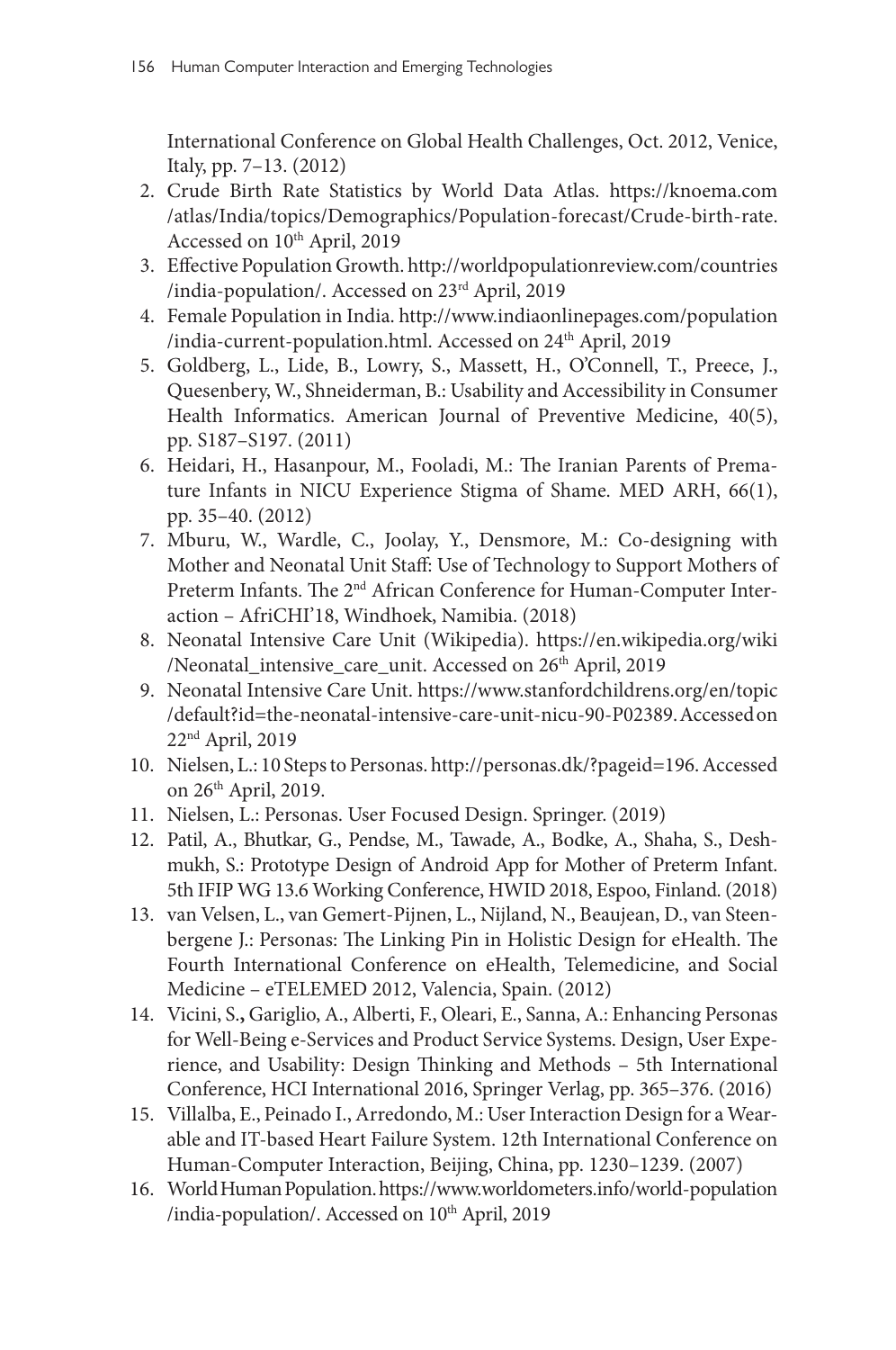International Conference on Global Health Challenges, Oct. 2012, Venice, Italy, pp. 7–13. (2012)

2. Crude Birth Rate Statistics by World Data Atlas. https://knoema.com/atlas/India/topics/Demographics/Population-forecast/Crude-birth-rate. Accessed on 10th April, 2019
3. Effective Population Growth. http://worldpopulationreview.com/countries/india-population/. Accessed on 23rd April, 2019
4. Female Population in India. http://www.indiaonlinepages.com/population/india-current-population.html. Accessed on 24th April, 2019
5. Goldberg, L., Lide, B., Lowry, S., Massett, H., O'Connell, T., Preece, J., Quesenbery, W., Shneiderman, B.: Usability and Accessibility in Consumer Health Informatics. American Journal of Preventive Medicine, 40(5), pp. S187–S197. (2011)
6. Heidari, H., Hasanpour, M., Fooladi, M.: The Iranian Parents of Premature Infants in NICU Experience Stigma of Shame. MED ARH, 66(1), pp. 35–40. (2012)
7. Mburu, W., Wardle, C., Joolay, Y., Densmore, M.: Co-designing with Mother and Neonatal Unit Staff: Use of Technology to Support Mothers of Preterm Infants. The 2nd African Conference for Human-Computer Interaction – AfriCHI'18, Windhoek, Namibia. (2018)
8. Neonatal Intensive Care Unit (Wikipedia). https://en.wikipedia.org/wiki/Neonatal_intensive_care_unit. Accessed on 26th April, 2019
9. Neonatal Intensive Care Unit. https://www.stanfordchildrens.org/en/topic/default?id=the-neonatal-intensive-care-unit-nicu-90-P02389. Accessed on 22nd April, 2019
10. Nielsen, L.: 10 Steps to Personas. http://personas.dk/?pageid=196. Accessed on 26th April, 2019.
11. Nielsen, L.: Personas. User Focused Design. Springer. (2019)
12. Patil, A., Bhutkar, G., Pendse, M., Tawade, A., Bodke, A., Shaha, S., Deshmukh, S.: Prototype Design of Android App for Mother of Preterm Infant. 5th IFIP WG 13.6 Working Conference, HWID 2018, Espoo, Finland. (2018)
13. van Velsen, L., van Gemert-Pijnen, L., Nijland, N., Beaujean, D., van Steenbergene J.: Personas: The Linking Pin in Holistic Design for eHealth. The Fourth International Conference on eHealth, Telemedicine, and Social Medicine – eTELEMED 2012, Valencia, Spain. (2012)
14. Vicini, S., Gariglio, A., Alberti, F., Oleari, E., Sanna, A.: Enhancing Personas for Well-Being e-Services and Product Service Systems. Design, User Experience, and Usability: Design Thinking and Methods – 5th International Conference, HCI International 2016, Springer Verlag, pp. 365–376. (2016)
15. Villalba, E., Peinado I., Arredondo, M.: User Interaction Design for a Wearable and IT-based Heart Failure System. 12th International Conference on Human-Computer Interaction, Beijing, China, pp. 1230–1239. (2007)
16. World Human Population. https://www.worldometers.info/world-population/india-population/. Accessed on 10th April, 2019